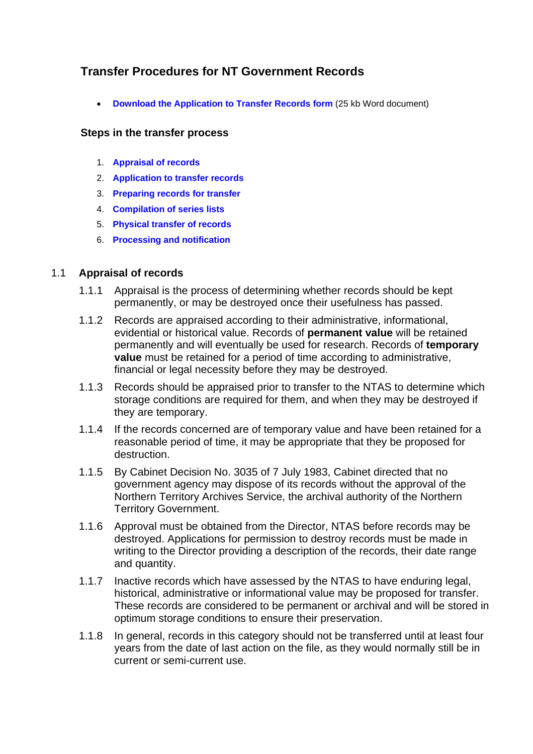# Transfer Procedures for NT Government Records

- **Download the Application to Transfer Records form** (25 kb Word document)

## Steps in the transfer process

1. **Appraisal of records**
2. **Application to transfer records**
3. **Preparing records for transfer**
4. **Compilation of series lists**
5. **Physical transfer of records**
6. **Processing and notification**

### 1.1 Appraisal of records

1.1.1 Appraisal is the process of determining whether records should be kept permanently, or may be destroyed once their usefulness has passed.

1.1.2 Records are appraised according to their administrative, informational, evidential or historical value. Records of **permanent value** will be retained permanently and will eventually be used for research. Records of **temporary value** must be retained for a period of time according to administrative, financial or legal necessity before they may be destroyed.

1.1.3 Records should be appraised prior to transfer to the NTAS to determine which storage conditions are required for them, and when they may be destroyed if they are temporary.

1.1.4 If the records concerned are of temporary value and have been retained for a reasonable period of time, it may be appropriate that they be proposed for destruction.

1.1.5 By Cabinet Decision No. 3035 of 7 July 1983, Cabinet directed that no government agency may dispose of its records without the approval of the Northern Territory Archives Service, the archival authority of the Northern Territory Government.

1.1.6 Approval must be obtained from the Director, NTAS before records may be destroyed. Applications for permission to destroy records must be made in writing to the Director providing a description of the records, their date range and quantity.

1.1.7 Inactive records which have assessed by the NTAS to have enduring legal, historical, administrative or informational value may be proposed for transfer. These records are considered to be permanent or archival and will be stored in optimum storage conditions to ensure their preservation.

1.1.8 In general, records in this category should not be transferred until at least four years from the date of last action on the file, as they would normally still be in current or semi-current use.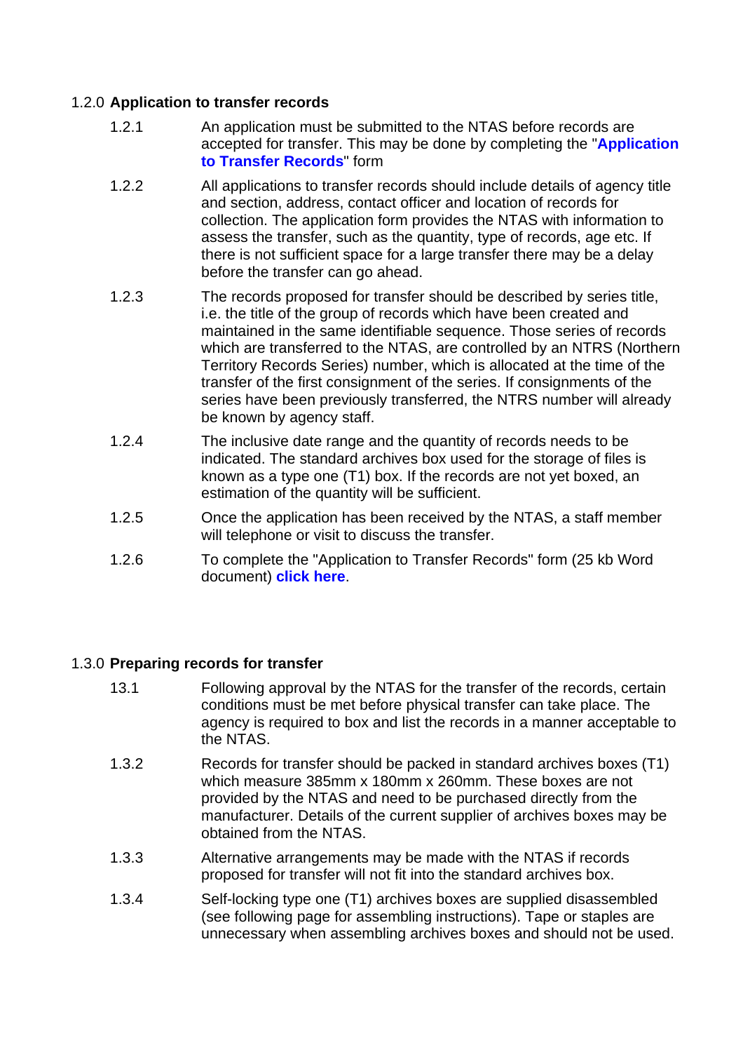### 1.2.0 **Application to transfer records**

1.2.1 An application must be submitted to the NTAS before records are accepted for transfer. This may be done by completing the "**Application to Transfer Records**" form

1.2.2 All applications to transfer records should include details of agency title and section, address, contact officer and location of records for collection. The application form provides the NTAS with information to assess the transfer, such as the quantity, type of records, age etc. If there is not sufficient space for a large transfer there may be a delay before the transfer can go ahead.

1.2.3 The records proposed for transfer should be described by series title, i.e. the title of the group of records which have been created and maintained in the same identifiable sequence. Those series of records which are transferred to the NTAS, are controlled by an NTRS (Northern Territory Records Series) number, which is allocated at the time of the transfer of the first consignment of the series. If consignments of the series have been previously transferred, the NTRS number will already be known by agency staff.

1.2.4 The inclusive date range and the quantity of records needs to be indicated. The standard archives box used for the storage of files is known as a type one (T1) box. If the records are not yet boxed, an estimation of the quantity will be sufficient.

1.2.5 Once the application has been received by the NTAS, a staff member will telephone or visit to discuss the transfer.

1.2.6 To complete the "Application to Transfer Records" form (25 kb Word document) **click here**.

### 1.3.0 **Preparing records for transfer**

13.1 Following approval by the NTAS for the transfer of the records, certain conditions must be met before physical transfer can take place. The agency is required to box and list the records in a manner acceptable to the NTAS.

1.3.2 Records for transfer should be packed in standard archives boxes (T1) which measure 385mm x 180mm x 260mm. These boxes are not provided by the NTAS and need to be purchased directly from the manufacturer. Details of the current supplier of archives boxes may be obtained from the NTAS.

1.3.3 Alternative arrangements may be made with the NTAS if records proposed for transfer will not fit into the standard archives box.

1.3.4 Self-locking type one (T1) archives boxes are supplied disassembled (see following page for assembling instructions). Tape or staples are unnecessary when assembling archives boxes and should not be used.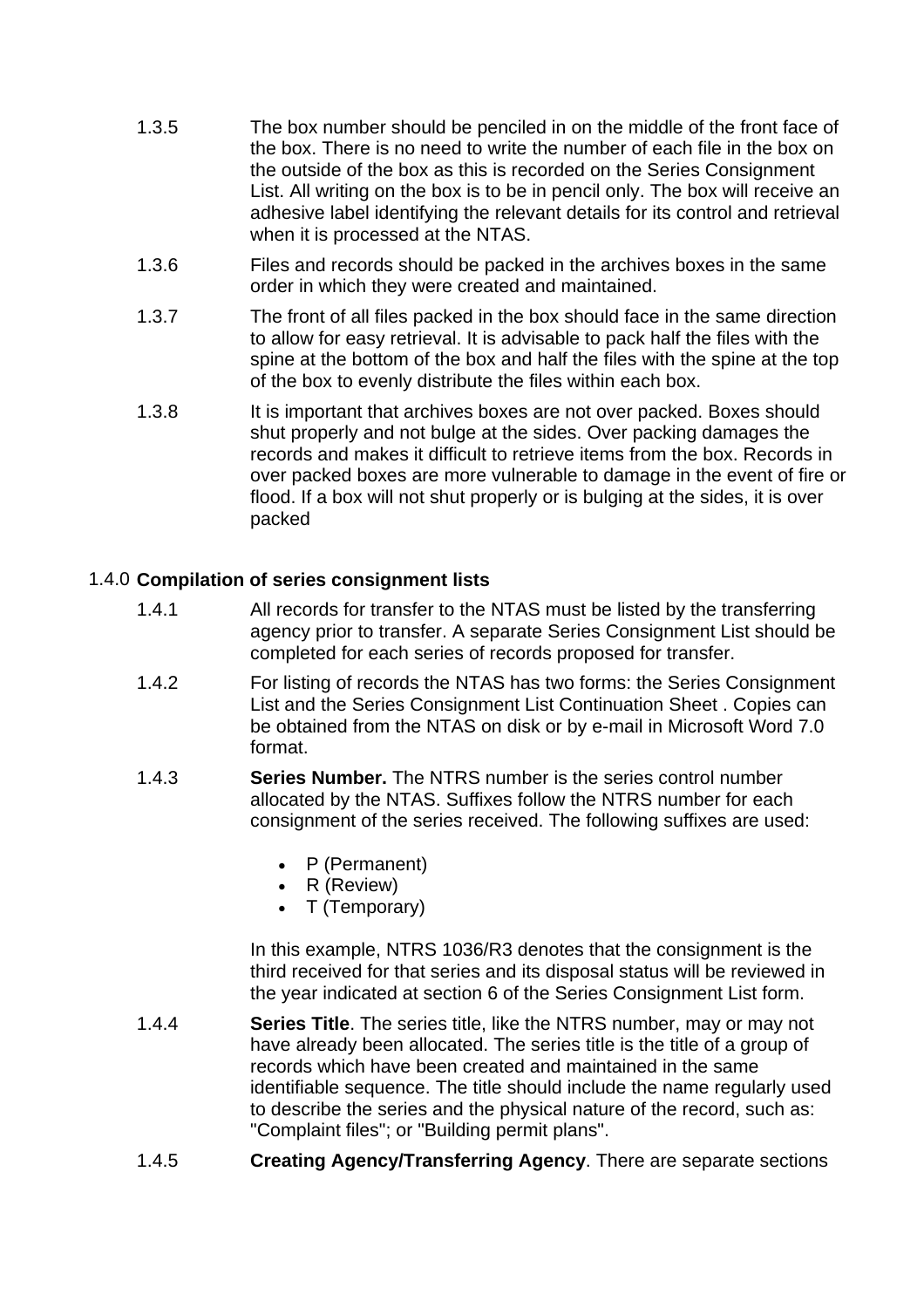1.3.5 The box number should be penciled in on the middle of the front face of the box. There is no need to write the number of each file in the box on the outside of the box as this is recorded on the Series Consignment List. All writing on the box is to be in pencil only. The box will receive an adhesive label identifying the relevant details for its control and retrieval when it is processed at the NTAS.

1.3.6 Files and records should be packed in the archives boxes in the same order in which they were created and maintained.

1.3.7 The front of all files packed in the box should face in the same direction to allow for easy retrieval. It is advisable to pack half the files with the spine at the bottom of the box and half the files with the spine at the top of the box to evenly distribute the files within each box.

1.3.8 It is important that archives boxes are not over packed. Boxes should shut properly and not bulge at the sides. Over packing damages the records and makes it difficult to retrieve items from the box. Records in over packed boxes are more vulnerable to damage in the event of fire or flood. If a box will not shut properly or is bulging at the sides, it is over packed

## 1.4.0 Compilation of series consignment lists

1.4.1 All records for transfer to the NTAS must be listed by the transferring agency prior to transfer. A separate Series Consignment List should be completed for each series of records proposed for transfer.

1.4.2 For listing of records the NTAS has two forms: the Series Consignment List and the Series Consignment List Continuation Sheet . Copies can be obtained from the NTAS on disk or by e-mail in Microsoft Word 7.0 format.

1.4.3 **Series Number.** The NTRS number is the series control number allocated by the NTAS. Suffixes follow the NTRS number for each consignment of the series received. The following suffixes are used:

- P (Permanent)
- R (Review)
- T (Temporary)

In this example, NTRS 1036/R3 denotes that the consignment is the third received for that series and its disposal status will be reviewed in the year indicated at section 6 of the Series Consignment List form.

1.4.4 **Series Title**. The series title, like the NTRS number, may or may not have already been allocated. The series title is the title of a group of records which have been created and maintained in the same identifiable sequence. The title should include the name regularly used to describe the series and the physical nature of the record, such as: "Complaint files"; or "Building permit plans".

1.4.5 **Creating Agency/Transferring Agency**. There are separate sections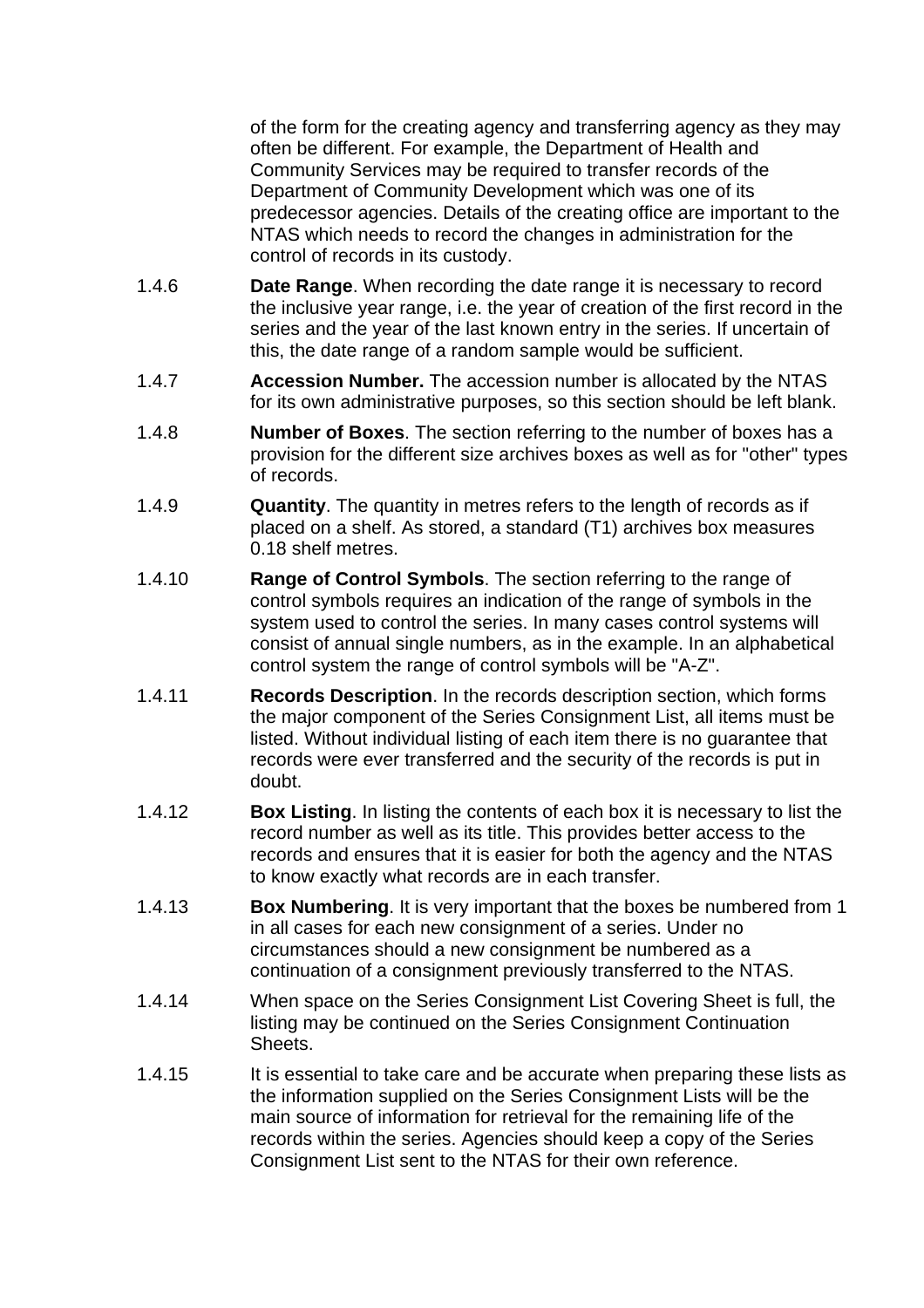of the form for the creating agency and transferring agency as they may often be different. For example, the Department of Health and Community Services may be required to transfer records of the Department of Community Development which was one of its predecessor agencies. Details of the creating office are important to the NTAS which needs to record the changes in administration for the control of records in its custody.

1.4.6 **Date Range**. When recording the date range it is necessary to record the inclusive year range, i.e. the year of creation of the first record in the series and the year of the last known entry in the series. If uncertain of this, the date range of a random sample would be sufficient.

1.4.7 **Accession Number.** The accession number is allocated by the NTAS for its own administrative purposes, so this section should be left blank.

1.4.8 **Number of Boxes**. The section referring to the number of boxes has a provision for the different size archives boxes as well as for "other" types of records.

1.4.9 **Quantity**. The quantity in metres refers to the length of records as if placed on a shelf. As stored, a standard (T1) archives box measures 0.18 shelf metres.

1.4.10 **Range of Control Symbols**. The section referring to the range of control symbols requires an indication of the range of symbols in the system used to control the series. In many cases control systems will consist of annual single numbers, as in the example. In an alphabetical control system the range of control symbols will be "A-Z".

1.4.11 **Records Description**. In the records description section, which forms the major component of the Series Consignment List, all items must be listed. Without individual listing of each item there is no guarantee that records were ever transferred and the security of the records is put in doubt.

1.4.12 **Box Listing**. In listing the contents of each box it is necessary to list the record number as well as its title. This provides better access to the records and ensures that it is easier for both the agency and the NTAS to know exactly what records are in each transfer.

1.4.13 **Box Numbering**. It is very important that the boxes be numbered from 1 in all cases for each new consignment of a series. Under no circumstances should a new consignment be numbered as a continuation of a consignment previously transferred to the NTAS.

1.4.14 When space on the Series Consignment List Covering Sheet is full, the listing may be continued on the Series Consignment Continuation Sheets.

1.4.15 It is essential to take care and be accurate when preparing these lists as the information supplied on the Series Consignment Lists will be the main source of information for retrieval for the remaining life of the records within the series. Agencies should keep a copy of the Series Consignment List sent to the NTAS for their own reference.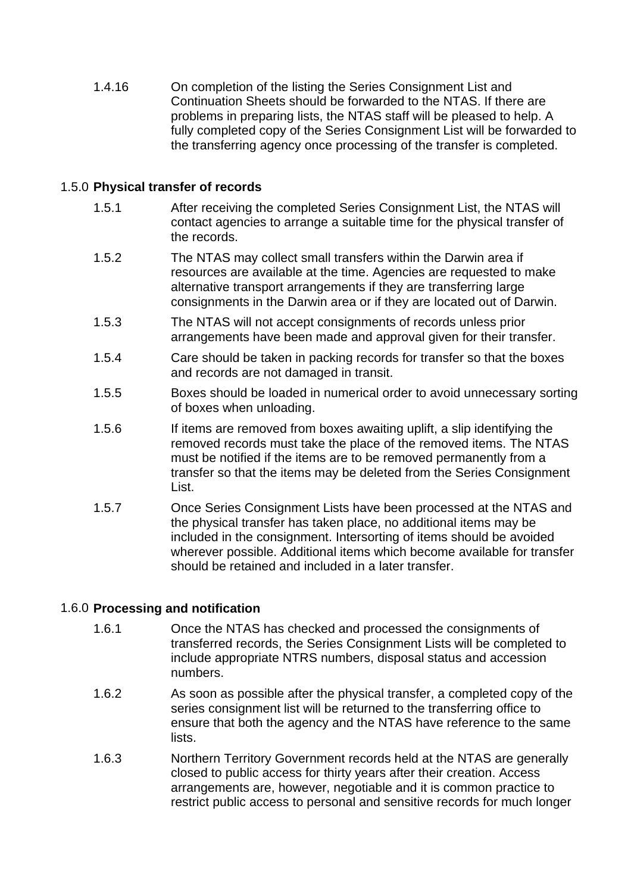1.4.16 On completion of the listing the Series Consignment List and Continuation Sheets should be forwarded to the NTAS. If there are problems in preparing lists, the NTAS staff will be pleased to help. A fully completed copy of the Series Consignment List will be forwarded to the transferring agency once processing of the transfer is completed.

### 1.5.0 Physical transfer of records

1.5.1 After receiving the completed Series Consignment List, the NTAS will contact agencies to arrange a suitable time for the physical transfer of the records.

1.5.2 The NTAS may collect small transfers within the Darwin area if resources are available at the time. Agencies are requested to make alternative transport arrangements if they are transferring large consignments in the Darwin area or if they are located out of Darwin.

1.5.3 The NTAS will not accept consignments of records unless prior arrangements have been made and approval given for their transfer.

1.5.4 Care should be taken in packing records for transfer so that the boxes and records are not damaged in transit.

1.5.5 Boxes should be loaded in numerical order to avoid unnecessary sorting of boxes when unloading.

1.5.6 If items are removed from boxes awaiting uplift, a slip identifying the removed records must take the place of the removed items. The NTAS must be notified if the items are to be removed permanently from a transfer so that the items may be deleted from the Series Consignment List.

1.5.7 Once Series Consignment Lists have been processed at the NTAS and the physical transfer has taken place, no additional items may be included in the consignment. Intersorting of items should be avoided wherever possible. Additional items which become available for transfer should be retained and included in a later transfer.

### 1.6.0 Processing and notification

1.6.1 Once the NTAS has checked and processed the consignments of transferred records, the Series Consignment Lists will be completed to include appropriate NTRS numbers, disposal status and accession numbers.

1.6.2 As soon as possible after the physical transfer, a completed copy of the series consignment list will be returned to the transferring office to ensure that both the agency and the NTAS have reference to the same lists.

1.6.3 Northern Territory Government records held at the NTAS are generally closed to public access for thirty years after their creation. Access arrangements are, however, negotiable and it is common practice to restrict public access to personal and sensitive records for much longer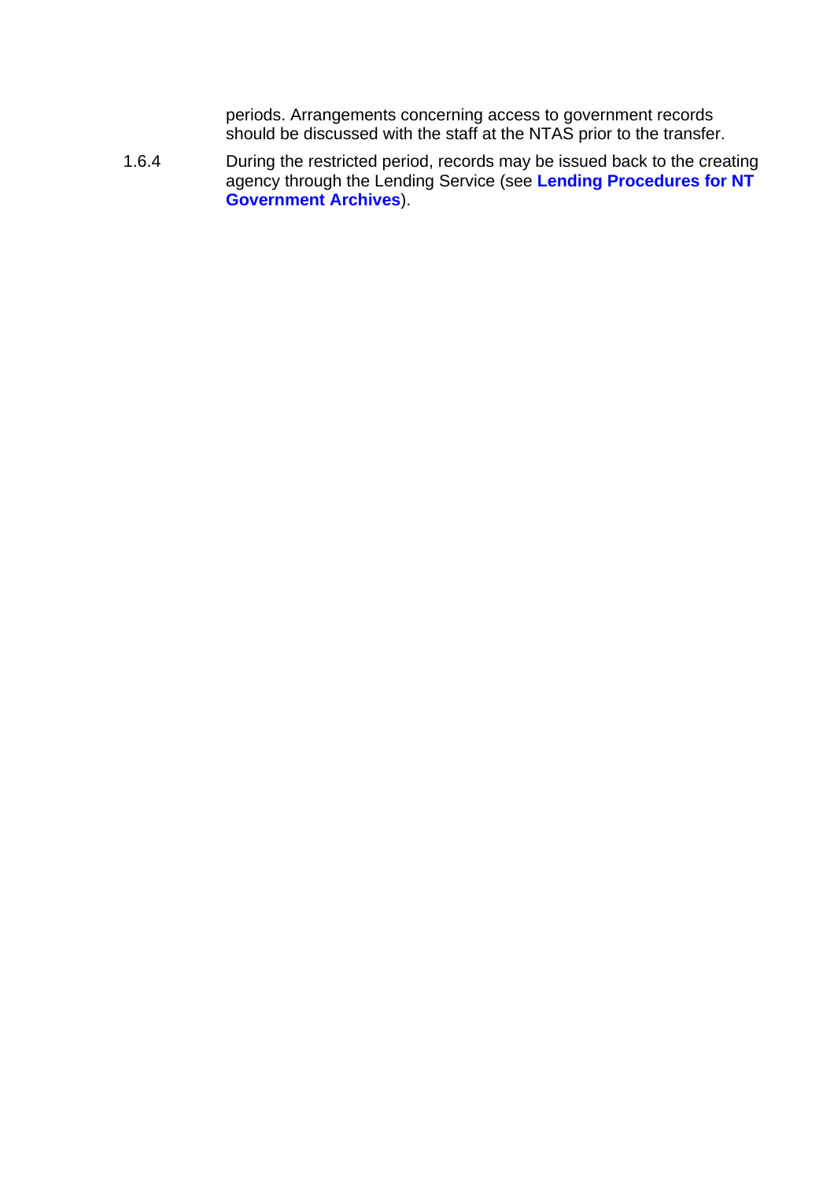periods. Arrangements concerning access to government records should be discussed with the staff at the NTAS prior to the transfer.

1.6.4 During the restricted period, records may be issued back to the creating agency through the Lending Service (see **Lending Procedures for NT Government Archives**).